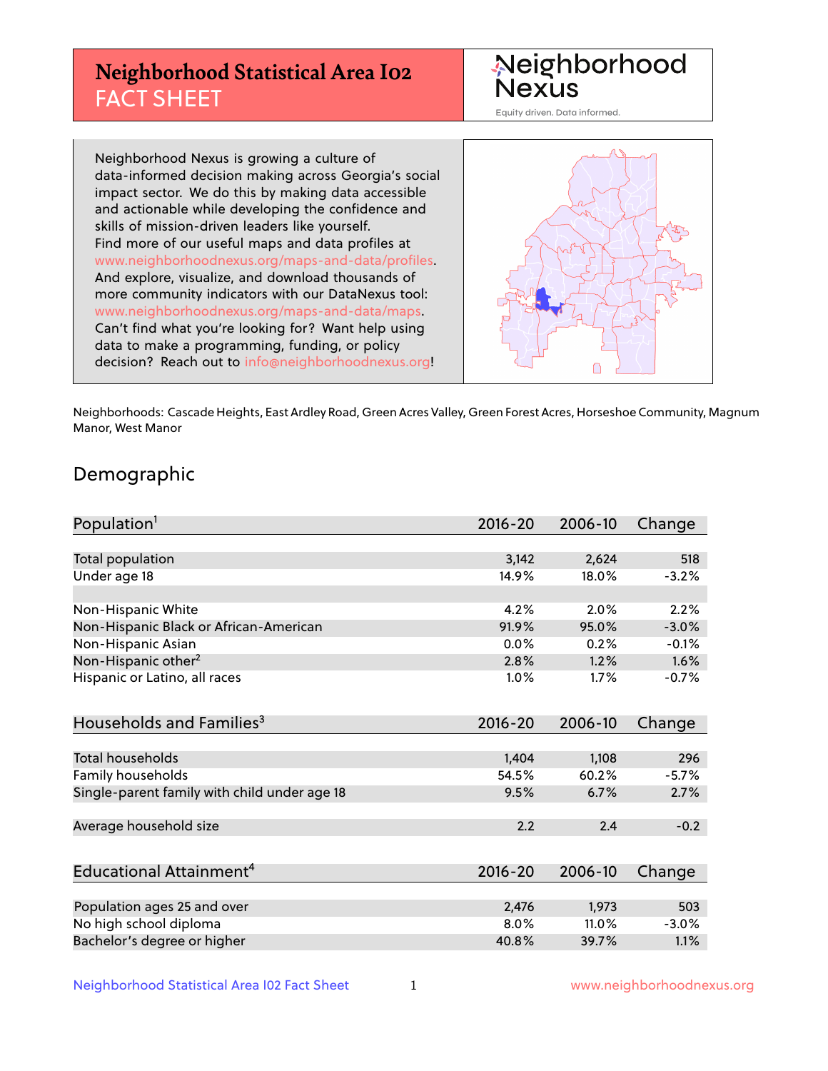# Neighborhood Statistical Area I02 FACT SHEET

Neighborhood Nexus

Equity driven. Data informed.

Neighborhood Nexus is growing a culture of data-informed decision making across Georgia's social impact sector. We do this by making data accessible and actionable while developing the confidence and skills of mission-driven leaders like yourself. Find more of our useful maps and data profiles at www.neighborhoodnexus.org/maps-and-data/profiles. And explore, visualize, and download thousands of more community indicators with our DataNexus tool: www.neighborhoodnexus.org/maps-and-data/maps. Can't find what you're looking for? Want help using data to make a programming, funding, or policy decision? Reach out to info@neighborhoodnexus.org!

Neighborhoods: Cascade Heights, East Ardley Road, Green Acres Valley, Green Forest Acres, Horseshoe Community, Magnum Manor, West Manor

## Demographic

| Population[1] | 2016-20 | 2006-10 | Change |
|---|---|---|---|
| Total population | 3,142 | 2,624 | 518 |
| Under age 18 | 14.9% | 18.0% | -3.2% |
| | | | |
| Non-Hispanic White | 4.2% | 2.0% | 2.2% |
| Non-Hispanic Black or African-American | 91.9% | 95.0% | -3.0% |
| Non-Hispanic Asian | 0.0% | 0.2% | -0.1% |
| Non-Hispanic other[2] | 2.8% | 1.2% | 1.6% |
| Hispanic or Latino, all races | 1.0% | 1.7% | -0.7% |

| Households and Families[3] | 2016-20 | 2006-10 | Change |
|---|---|---|---|
| Total households | 1,404 | 1,108 | 296 |
| Family households | 54.5% | 60.2% | -5.7% |
| Single-parent family with child under age 18 | 9.5% | 6.7% | 2.7% |
| | | | |
| Average household size | 2.2 | 2.4 | -0.2 |

| Educational Attainment[4] | 2016-20 | 2006-10 | Change |
|---|---|---|---|
| Population ages 25 and over | 2,476 | 1,973 | 503 |
| No high school diploma | 8.0% | 11.0% | -3.0% |
| Bachelor's degree or higher | 40.8% | 39.7% | 1.1% |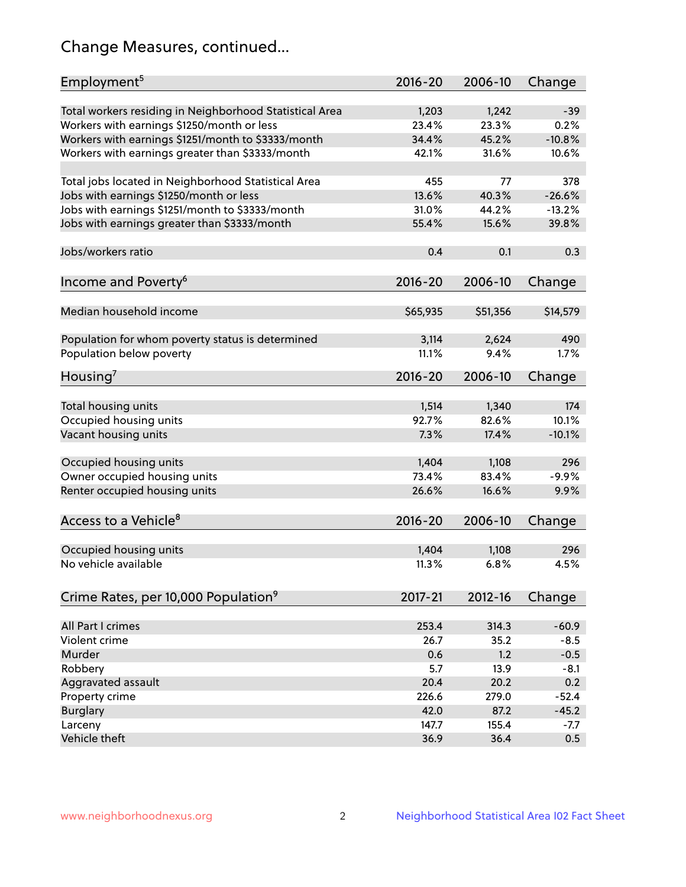# Change Measures, continued...

| Employment[5] | 2016-20 | 2006-10 | Change |
|---|---|---|---|
| Total workers residing in Neighborhood Statistical Area | 1,203 | 1,242 | -39 |
| Workers with earnings $1250/month or less | 23.4% | 23.3% | 0.2% |
| Workers with earnings $1251/month to $3333/month | 34.4% | 45.2% | -10.8% |
| Workers with earnings greater than $3333/month | 42.1% | 31.6% | 10.6% |
| | | | |
| Total jobs located in Neighborhood Statistical Area | 455 | 77 | 378 |
| Jobs with earnings $1250/month or less | 13.6% | 40.3% | -26.6% |
| Jobs with earnings $1251/month to $3333/month | 31.0% | 44.2% | -13.2% |
| Jobs with earnings greater than $3333/month | 55.4% | 15.6% | 39.8% |
| | | | |
| Jobs/workers ratio | 0.4 | 0.1 | 0.3 |

| Income and Poverty[6] | 2016-20 | 2006-10 | Change |
|---|---|---|---|
| Median household income | $65,935 | $51,356 | $14,579 |
| | | | |
| Population for whom poverty status is determined | 3,114 | 2,624 | 490 |
| Population below poverty | 11.1% | 9.4% | 1.7% |

| Housing[7] | 2016-20 | 2006-10 | Change |
|---|---|---|---|
| Total housing units | 1,514 | 1,340 | 174 |
| Occupied housing units | 92.7% | 82.6% | 10.1% |
| Vacant housing units | 7.3% | 17.4% | -10.1% |
| | | | |
| Occupied housing units | 1,404 | 1,108 | 296 |
| Owner occupied housing units | 73.4% | 83.4% | -9.9% |
| Renter occupied housing units | 26.6% | 16.6% | 9.9% |

| Access to a Vehicle[8] | 2016-20 | 2006-10 | Change |
|---|---|---|---|
| Occupied housing units | 1,404 | 1,108 | 296 |
| No vehicle available | 11.3% | 6.8% | 4.5% |

| Crime Rates, per 10,000 Population[9] | 2017-21 | 2012-16 | Change |
|---|---|---|---|
| All Part I crimes | 253.4 | 314.3 | -60.9 |
| Violent crime | 26.7 | 35.2 | -8.5 |
| Murder | 0.6 | 1.2 | -0.5 |
| Robbery | 5.7 | 13.9 | -8.1 |
| Aggravated assault | 20.4 | 20.2 | 0.2 |
| Property crime | 226.6 | 279.0 | -52.4 |
| Burglary | 42.0 | 87.2 | -45.2 |
| Larceny | 147.7 | 155.4 | -7.7 |
| Vehicle theft | 36.9 | 36.4 | 0.5 |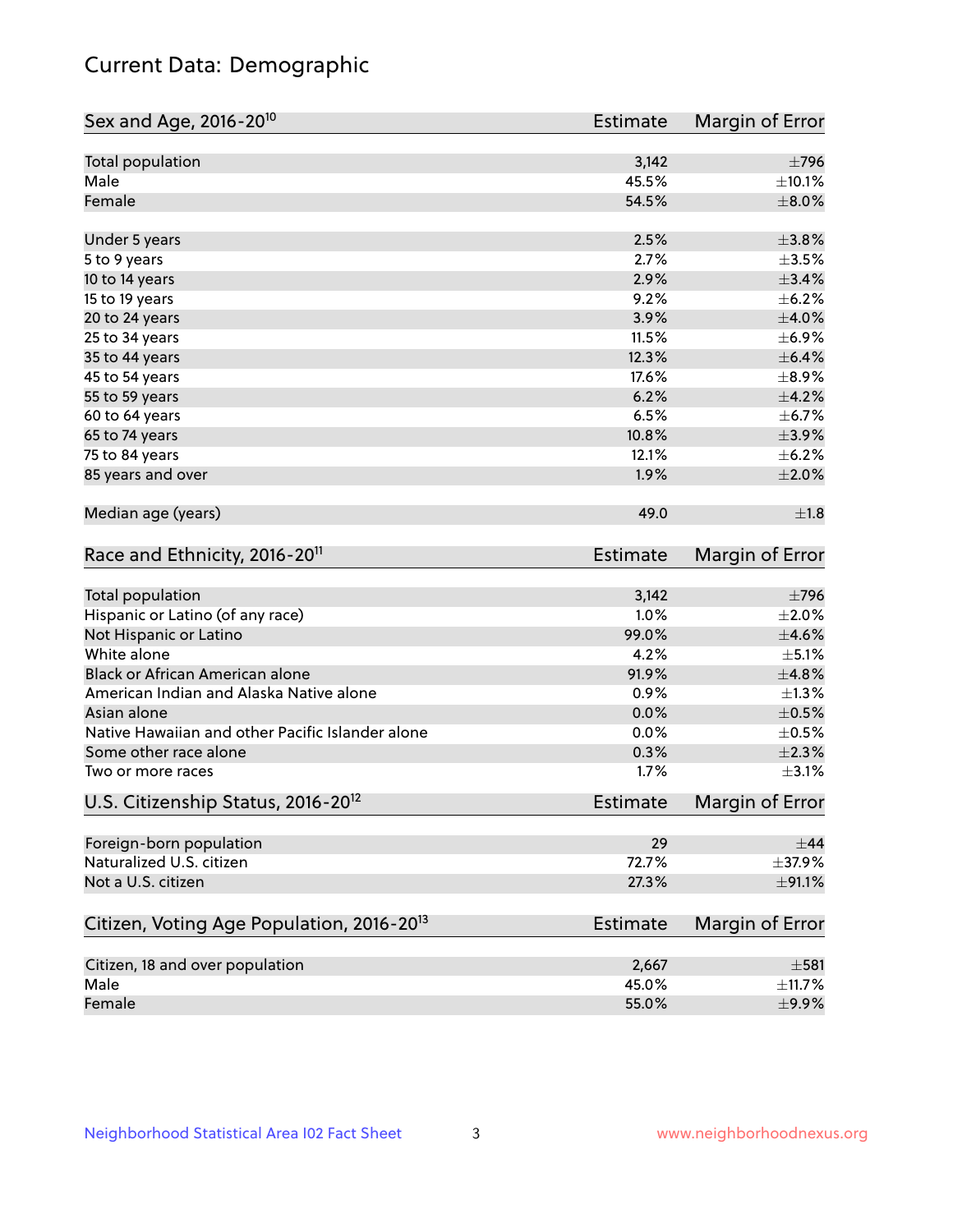# Current Data: Demographic

| Sex and Age, 2016-20[10] | Estimate | Margin of Error |
|---|---|---|
| Total population | 3,142 | ±796 |
| Male | 45.5% | ±10.1% |
| Female | 54.5% | ±8.0% |
| Under 5 years | 2.5% | ±3.8% |
| 5 to 9 years | 2.7% | ±3.5% |
| 10 to 14 years | 2.9% | ±3.4% |
| 15 to 19 years | 9.2% | ±6.2% |
| 20 to 24 years | 3.9% | ±4.0% |
| 25 to 34 years | 11.5% | ±6.9% |
| 35 to 44 years | 12.3% | ±6.4% |
| 45 to 54 years | 17.6% | ±8.9% |
| 55 to 59 years | 6.2% | ±4.2% |
| 60 to 64 years | 6.5% | ±6.7% |
| 65 to 74 years | 10.8% | ±3.9% |
| 75 to 84 years | 12.1% | ±6.2% |
| 85 years and over | 1.9% | ±2.0% |
| Median age (years) | 49.0 | ±1.8 |

| Race and Ethnicity, 2016-20[11] | Estimate | Margin of Error |
|---|---|---|
| Total population | 3,142 | ±796 |
| Hispanic or Latino (of any race) | 1.0% | ±2.0% |
| Not Hispanic or Latino | 99.0% | ±4.6% |
| White alone | 4.2% | ±5.1% |
| Black or African American alone | 91.9% | ±4.8% |
| American Indian and Alaska Native alone | 0.9% | ±1.3% |
| Asian alone | 0.0% | ±0.5% |
| Native Hawaiian and other Pacific Islander alone | 0.0% | ±0.5% |
| Some other race alone | 0.3% | ±2.3% |
| Two or more races | 1.7% | ±3.1% |

| U.S. Citizenship Status, 2016-20[12] | Estimate | Margin of Error |
|---|---|---|
| Foreign-born population | 29 | ±44 |
| Naturalized U.S. citizen | 72.7% | ±37.9% |
| Not a U.S. citizen | 27.3% | ±91.1% |

| Citizen, Voting Age Population, 2016-20[13] | Estimate | Margin of Error |
|---|---|---|
| Citizen, 18 and over population | 2,667 | ±581 |
| Male | 45.0% | ±11.7% |
| Female | 55.0% | ±9.9% |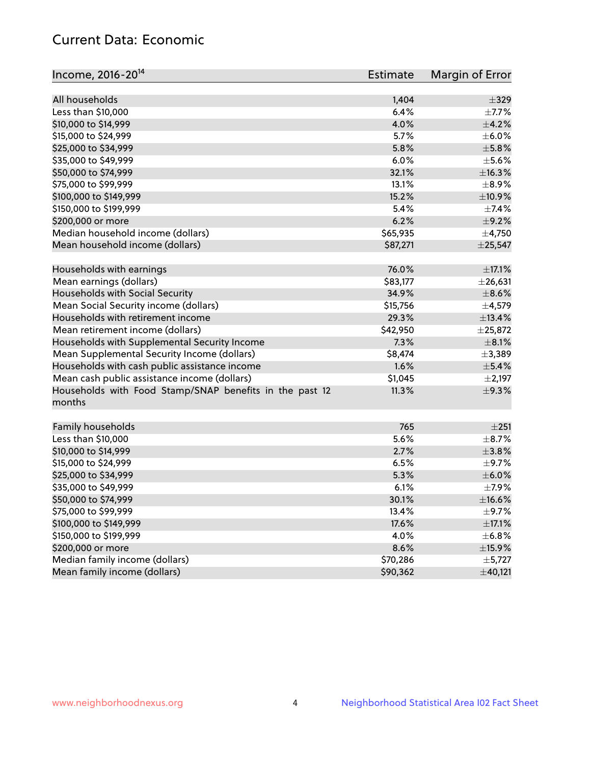## Current Data: Economic

| Income, 2016-20[14] | Estimate | Margin of Error |
|---|---|---|
| All households | 1,404 | ±329 |
| Less than $10,000 | 6.4% | ±7.7% |
| $10,000 to $14,999 | 4.0% | ±4.2% |
| $15,000 to $24,999 | 5.7% | ±6.0% |
| $25,000 to $34,999 | 5.8% | ±5.8% |
| $35,000 to $49,999 | 6.0% | ±5.6% |
| $50,000 to $74,999 | 32.1% | ±16.3% |
| $75,000 to $99,999 | 13.1% | ±8.9% |
| $100,000 to $149,999 | 15.2% | ±10.9% |
| $150,000 to $199,999 | 5.4% | ±7.4% |
| $200,000 or more | 6.2% | ±9.2% |
| Median household income (dollars) | $65,935 | ±4,750 |
| Mean household income (dollars) | $87,271 | ±25,547 |
| | | |
| Households with earnings | 76.0% | ±17.1% |
| Mean earnings (dollars) | $83,177 | ±26,631 |
| Households with Social Security | 34.9% | ±8.6% |
| Mean Social Security income (dollars) | $15,756 | ±4,579 |
| Households with retirement income | 29.3% | ±13.4% |
| Mean retirement income (dollars) | $42,950 | ±25,872 |
| Households with Supplemental Security Income | 7.3% | ±8.1% |
| Mean Supplemental Security Income (dollars) | $8,474 | ±3,389 |
| Households with cash public assistance income | 1.6% | ±5.4% |
| Mean cash public assistance income (dollars) | $1,045 | ±2,197 |
| Households with Food Stamp/SNAP benefits in the past 12 months | 11.3% | ±9.3% |
| | | |
| Family households | 765 | ±251 |
| Less than $10,000 | 5.6% | ±8.7% |
| $10,000 to $14,999 | 2.7% | ±3.8% |
| $15,000 to $24,999 | 6.5% | ±9.7% |
| $25,000 to $34,999 | 5.3% | ±6.0% |
| $35,000 to $49,999 | 6.1% | ±7.9% |
| $50,000 to $74,999 | 30.1% | ±16.6% |
| $75,000 to $99,999 | 13.4% | ±9.7% |
| $100,000 to $149,999 | 17.6% | ±17.1% |
| $150,000 to $199,999 | 4.0% | ±6.8% |
| $200,000 or more | 8.6% | ±15.9% |
| Median family income (dollars) | $70,286 | ±5,727 |
| Mean family income (dollars) | $90,362 | ±40,121 |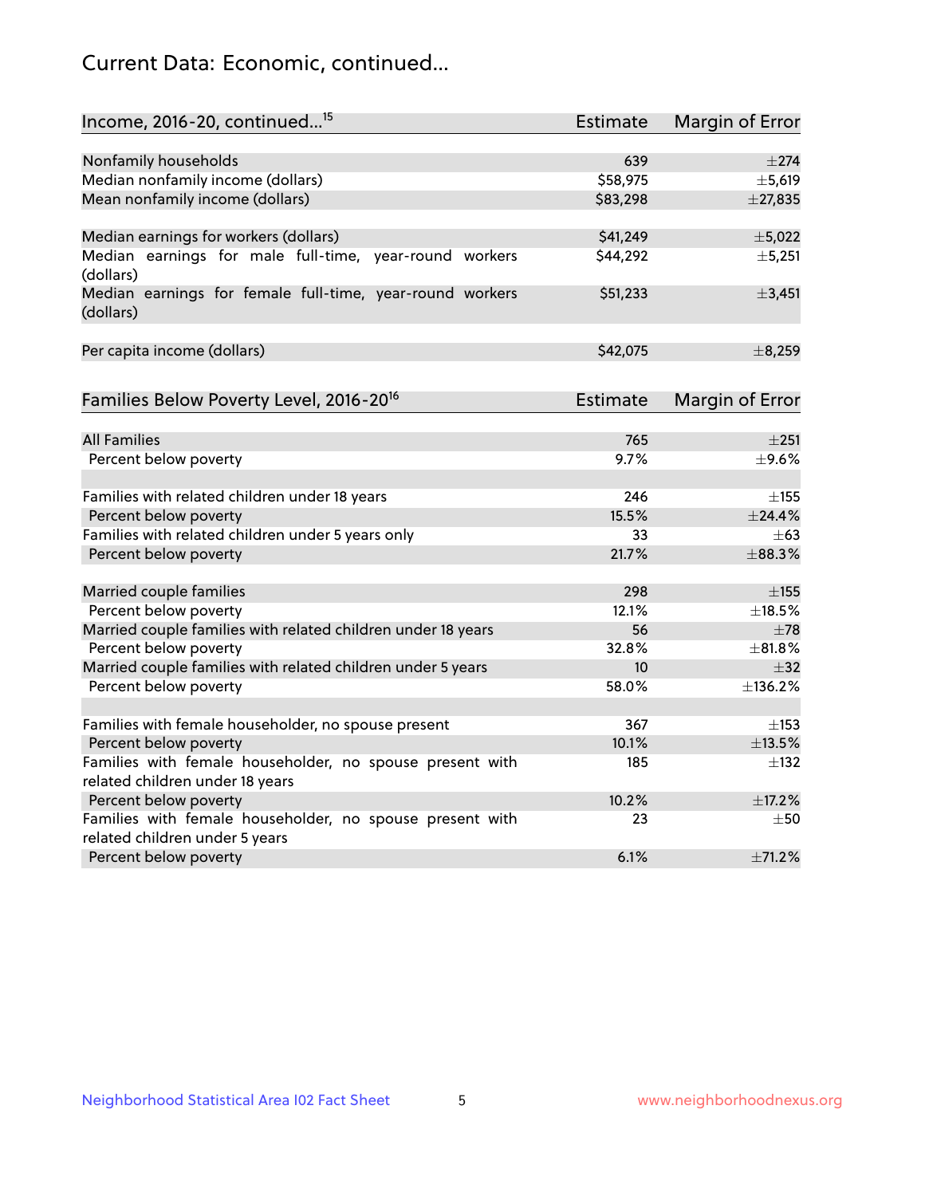# Current Data: Economic, continued...

| Income, 2016-20, continued...[15] | Estimate | Margin of Error |
|---|---|---|
| Nonfamily households | 639 | ±274 |
| Median nonfamily income (dollars) | $58,975 | ±5,619 |
| Mean nonfamily income (dollars) | $83,298 | ±27,835 |
| | | |
| Median earnings for workers (dollars) | $41,249 | ±5,022 |
| Median earnings for male full-time, year-round workers (dollars) | $44,292 | ±5,251 |
| Median earnings for female full-time, year-round workers (dollars) | $51,233 | ±3,451 |
| | | |
| Per capita income (dollars) | $42,075 | ±8,259 |

| Families Below Poverty Level, 2016-20[16] | Estimate | Margin of Error |
|---|---|---|
| All Families | 765 | ±251 |
| Percent below poverty | 9.7% | ±9.6% |
| | | |
| Families with related children under 18 years | 246 | ±155 |
| Percent below poverty | 15.5% | ±24.4% |
| Families with related children under 5 years only | 33 | ±63 |
| Percent below poverty | 21.7% | ±88.3% |
| | | |
| Married couple families | 298 | ±155 |
| Percent below poverty | 12.1% | ±18.5% |
| Married couple families with related children under 18 years | 56 | ±78 |
| Percent below poverty | 32.8% | ±81.8% |
| Married couple families with related children under 5 years | 10 | ±32 |
| Percent below poverty | 58.0% | ±136.2% |
| | | |
| Families with female householder, no spouse present | 367 | ±153 |
| Percent below poverty | 10.1% | ±13.5% |
| Families with female householder, no spouse present with related children under 18 years | 185 | ±132 |
| Percent below poverty | 10.2% | ±17.2% |
| Families with female householder, no spouse present with related children under 5 years | 23 | ±50 |
| Percent below poverty | 6.1% | ±71.2% |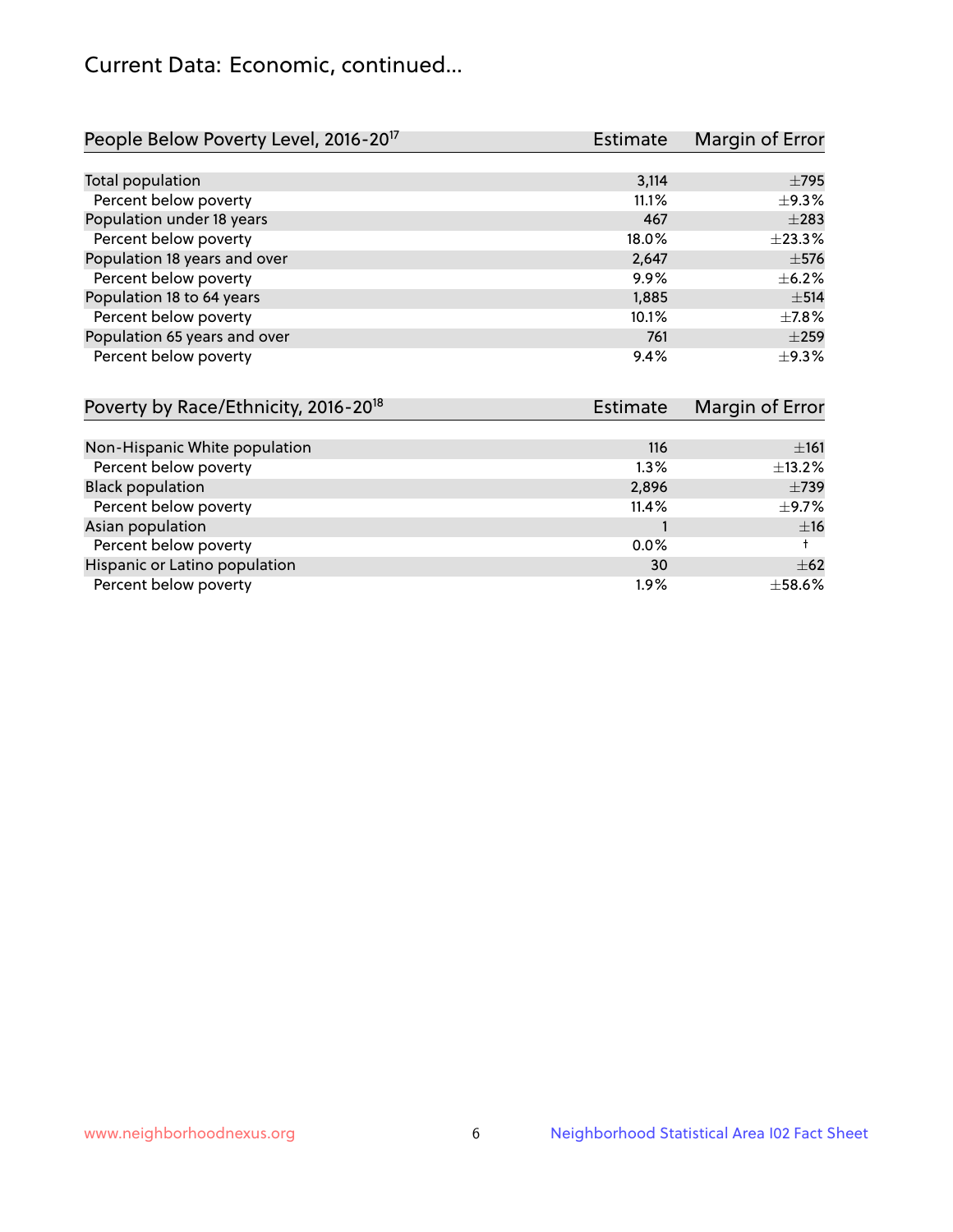## Current Data: Economic, continued...

| People Below Poverty Level, 2016-20[17] | Estimate | Margin of Error |
|---|---|---|
| Total population | 3,114 | ±795 |
| Percent below poverty | 11.1% | ±9.3% |
| Population under 18 years | 467 | ±283 |
| Percent below poverty | 18.0% | ±23.3% |
| Population 18 years and over | 2,647 | ±576 |
| Percent below poverty | 9.9% | ±6.2% |
| Population 18 to 64 years | 1,885 | ±514 |
| Percent below poverty | 10.1% | ±7.8% |
| Population 65 years and over | 761 | ±259 |
| Percent below poverty | 9.4% | ±9.3% |

| Poverty by Race/Ethnicity, 2016-20[18] | Estimate | Margin of Error |
|---|---|---|
| Non-Hispanic White population | 116 | ±161 |
| Percent below poverty | 1.3% | ±13.2% |
| Black population | 2,896 | ±739 |
| Percent below poverty | 11.4% | ±9.7% |
| Asian population | 1 | ±16 |
| Percent below poverty | 0.0% | † |
| Hispanic or Latino population | 30 | ±62 |
| Percent below poverty | 1.9% | ±58.6% |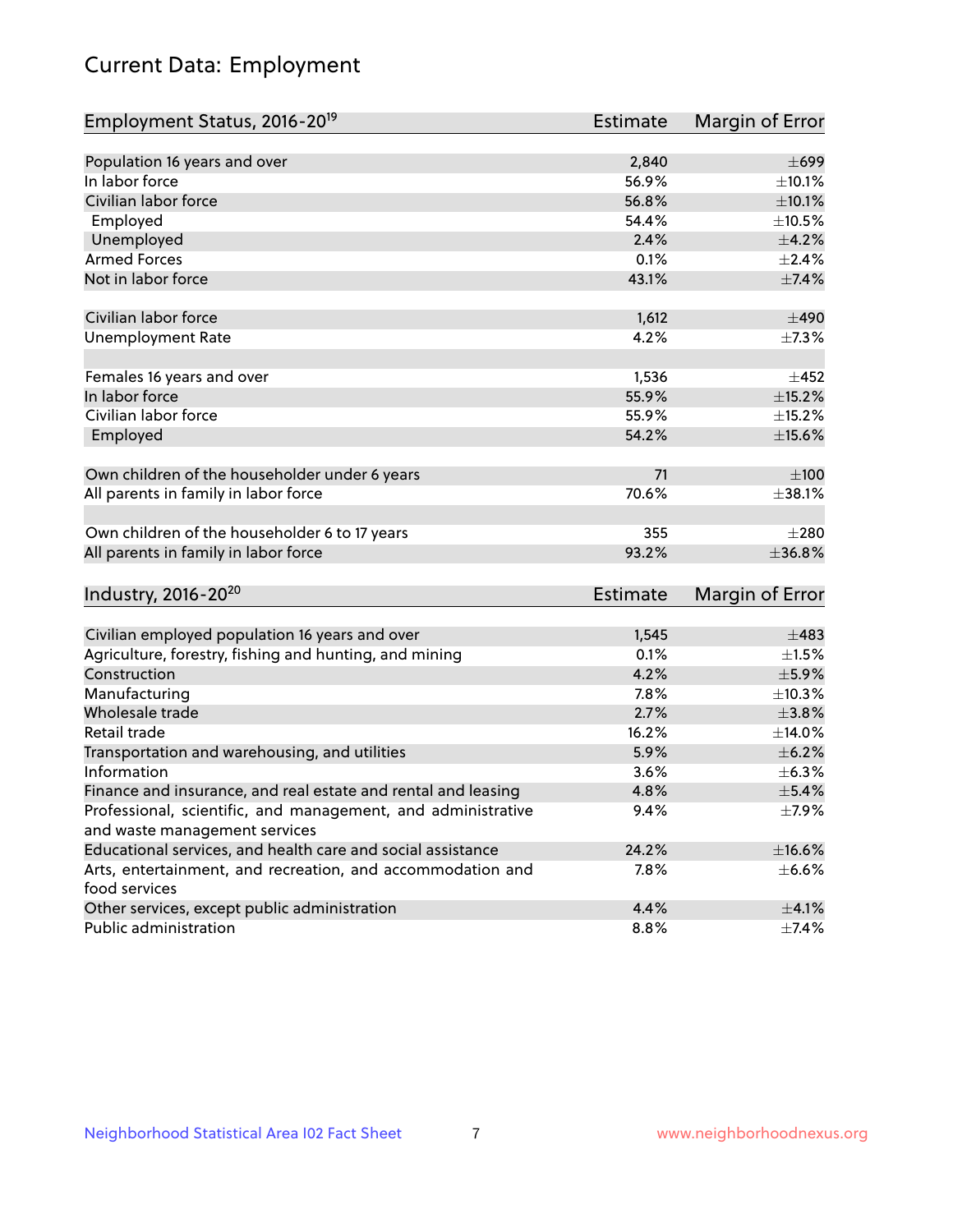# Current Data: Employment

| Employment Status, 2016-20[19] | Estimate | Margin of Error |
|---|---|---|
| Population 16 years and over | 2,840 | ±699 |
| In labor force | 56.9% | ±10.1% |
| Civilian labor force | 56.8% | ±10.1% |
| Employed | 54.4% | ±10.5% |
| Unemployed | 2.4% | ±4.2% |
| Armed Forces | 0.1% | ±2.4% |
| Not in labor force | 43.1% | ±7.4% |
| | | |
| Civilian labor force | 1,612 | ±490 |
| Unemployment Rate | 4.2% | ±7.3% |
| | | |
| Females 16 years and over | 1,536 | ±452 |
| In labor force | 55.9% | ±15.2% |
| Civilian labor force | 55.9% | ±15.2% |
| Employed | 54.2% | ±15.6% |
| | | |
| Own children of the householder under 6 years | 71 | ±100 |
| All parents in family in labor force | 70.6% | ±38.1% |
| | | |
| Own children of the householder 6 to 17 years | 355 | ±280 |
| All parents in family in labor force | 93.2% | ±36.8% |

| Industry, 2016-20[20] | Estimate | Margin of Error |
|---|---|---|
| Civilian employed population 16 years and over | 1,545 | ±483 |
| Agriculture, forestry, fishing and hunting, and mining | 0.1% | ±1.5% |
| Construction | 4.2% | ±5.9% |
| Manufacturing | 7.8% | ±10.3% |
| Wholesale trade | 2.7% | ±3.8% |
| Retail trade | 16.2% | ±14.0% |
| Transportation and warehousing, and utilities | 5.9% | ±6.2% |
| Information | 3.6% | ±6.3% |
| Finance and insurance, and real estate and rental and leasing | 4.8% | ±5.4% |
| Professional, scientific, and management, and administrative and waste management services | 9.4% | ±7.9% |
| Educational services, and health care and social assistance | 24.2% | ±16.6% |
| Arts, entertainment, and recreation, and accommodation and food services | 7.8% | ±6.6% |
| Other services, except public administration | 4.4% | ±4.1% |
| Public administration | 8.8% | ±7.4% |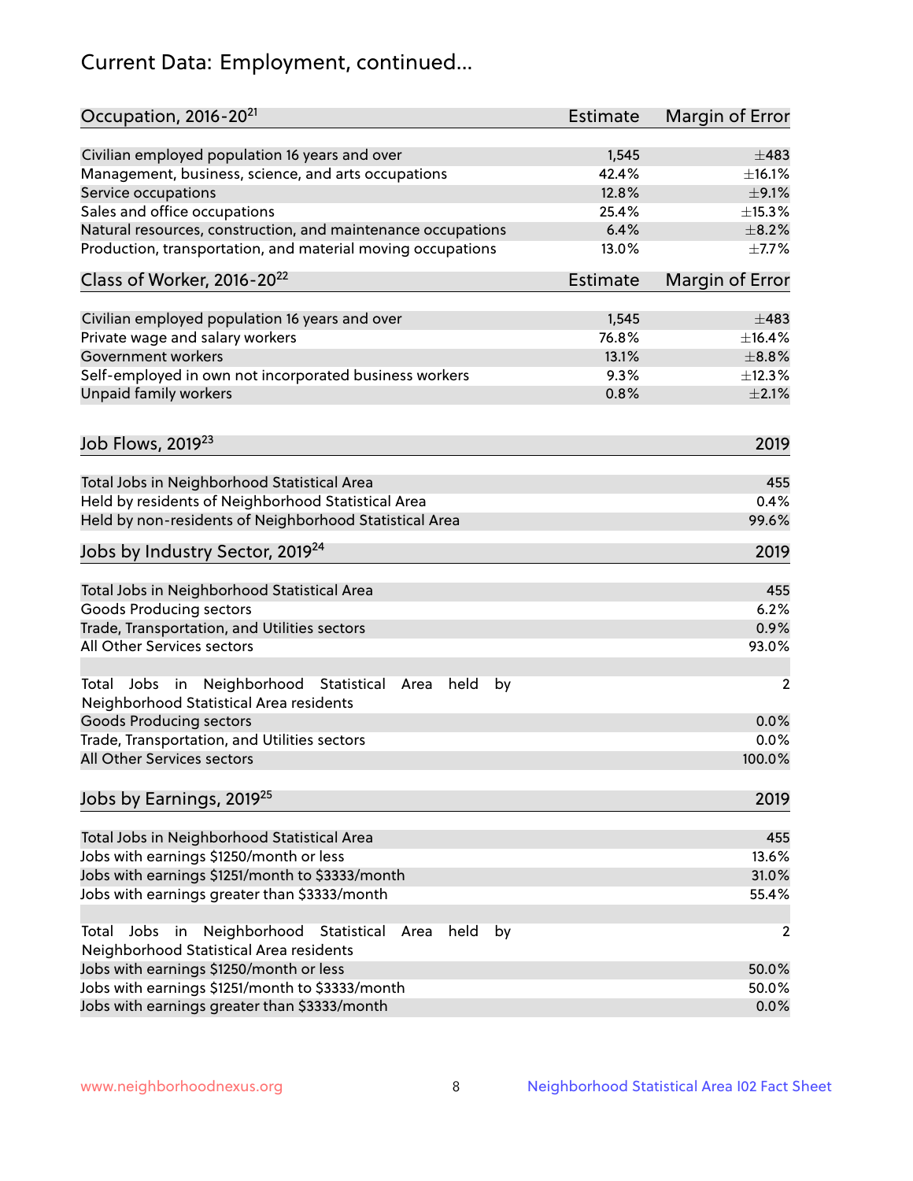# Current Data: Employment, continued...

| Occupation, 2016-20[21] | Estimate | Margin of Error |
|---|---|---|
| Civilian employed population 16 years and over | 1,545 | ±483 |
| Management, business, science, and arts occupations | 42.4% | ±16.1% |
| Service occupations | 12.8% | ±9.1% |
| Sales and office occupations | 25.4% | ±15.3% |
| Natural resources, construction, and maintenance occupations | 6.4% | ±8.2% |
| Production, transportation, and material moving occupations | 13.0% | ±7.7% |

| Class of Worker, 2016-20[22] | Estimate | Margin of Error |
|---|---|---|
| Civilian employed population 16 years and over | 1,545 | ±483 |
| Private wage and salary workers | 76.8% | ±16.4% |
| Government workers | 13.1% | ±8.8% |
| Self-employed in own not incorporated business workers | 9.3% | ±12.3% |
| Unpaid family workers | 0.8% | ±2.1% |

| Job Flows, 2019[23] | 2019 |
|---|---|
| Total Jobs in Neighborhood Statistical Area | 455 |
| Held by residents of Neighborhood Statistical Area | 0.4% |
| Held by non-residents of Neighborhood Statistical Area | 99.6% |

| Jobs by Industry Sector, 2019[24] | 2019 |
|---|---|
| Total Jobs in Neighborhood Statistical Area | 455 |
| Goods Producing sectors | 6.2% |
| Trade, Transportation, and Utilities sectors | 0.9% |
| All Other Services sectors | 93.0% |
| | |
| Total Jobs in Neighborhood Statistical Area held by Neighborhood Statistical Area residents | 2 |
| Goods Producing sectors | 0.0% |
| Trade, Transportation, and Utilities sectors | 0.0% |
| All Other Services sectors | 100.0% |

| Jobs by Earnings, 2019[25] | 2019 |
|---|---|
| Total Jobs in Neighborhood Statistical Area | 455 |
| Jobs with earnings $1250/month or less | 13.6% |
| Jobs with earnings $1251/month to $3333/month | 31.0% |
| Jobs with earnings greater than $3333/month | 55.4% |
| | |
| Total Jobs in Neighborhood Statistical Area held by Neighborhood Statistical Area residents | 2 |
| Jobs with earnings $1250/month or less | 50.0% |
| Jobs with earnings $1251/month to $3333/month | 50.0% |
| Jobs with earnings greater than $3333/month | 0.0% |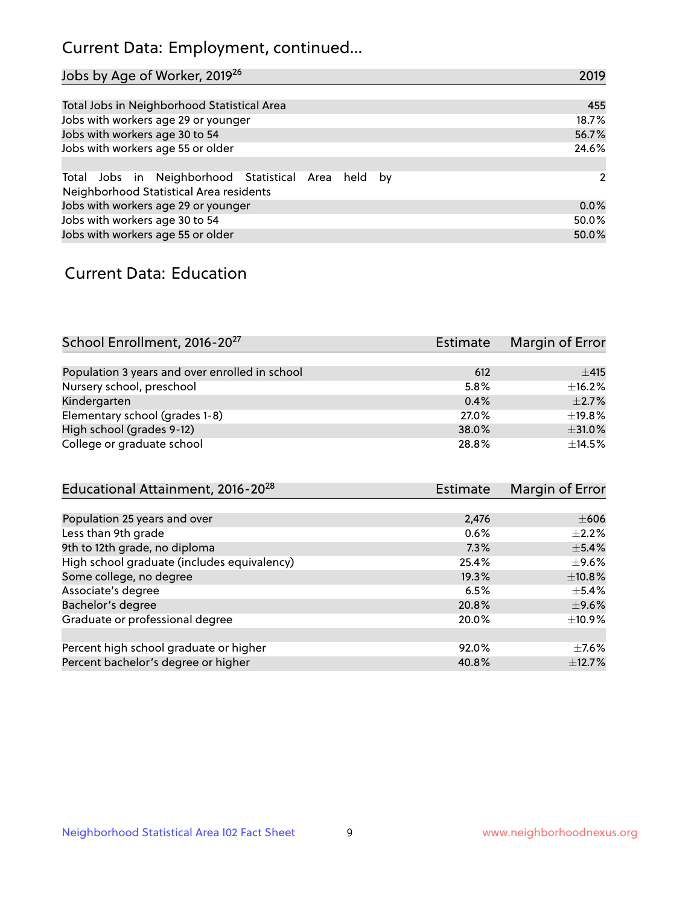## Current Data: Employment, continued...

| Jobs by Age of Worker, 2019[26] | 2019 |
|---|---|
| Total Jobs in Neighborhood Statistical Area | 455 |
| Jobs with workers age 29 or younger | 18.7% |
| Jobs with workers age 30 to 54 | 56.7% |
| Jobs with workers age 55 or older | 24.6% |
| | |
| Total Jobs in Neighborhood Statistical Area held by Neighborhood Statistical Area residents | 2 |
| Jobs with workers age 29 or younger | 0.0% |
| Jobs with workers age 30 to 54 | 50.0% |
| Jobs with workers age 55 or older | 50.0% |

## Current Data: Education

| School Enrollment, 2016-20[27] | Estimate | Margin of Error |
|---|---|---|
| Population 3 years and over enrolled in school | 612 | ±415 |
| Nursery school, preschool | 5.8% | ±16.2% |
| Kindergarten | 0.4% | ±2.7% |
| Elementary school (grades 1-8) | 27.0% | ±19.8% |
| High school (grades 9-12) | 38.0% | ±31.0% |
| College or graduate school | 28.8% | ±14.5% |

| Educational Attainment, 2016-20[28] | Estimate | Margin of Error |
|---|---|---|
| Population 25 years and over | 2,476 | ±606 |
| Less than 9th grade | 0.6% | ±2.2% |
| 9th to 12th grade, no diploma | 7.3% | ±5.4% |
| High school graduate (includes equivalency) | 25.4% | ±9.6% |
| Some college, no degree | 19.3% | ±10.8% |
| Associate's degree | 6.5% | ±5.4% |
| Bachelor's degree | 20.8% | ±9.6% |
| Graduate or professional degree | 20.0% | ±10.9% |
| | | |
| Percent high school graduate or higher | 92.0% | ±7.6% |
| Percent bachelor's degree or higher | 40.8% | ±12.7% |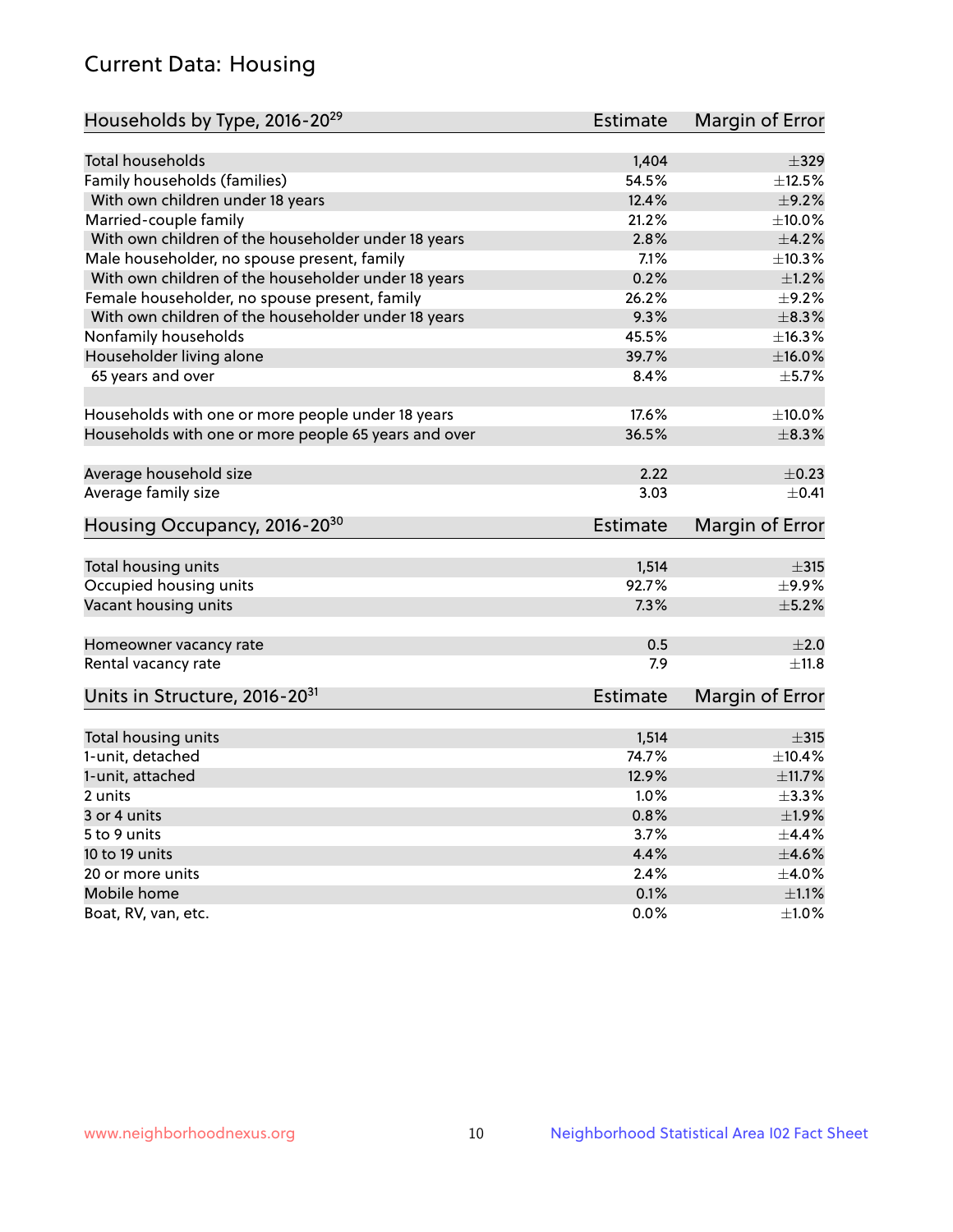## Current Data: Housing

| Households by Type, 2016-20[29] | Estimate | Margin of Error |
|---|---|---|
| Total households | 1,404 | ±329 |
| Family households (families) | 54.5% | ±12.5% |
| With own children under 18 years | 12.4% | ±9.2% |
| Married-couple family | 21.2% | ±10.0% |
| With own children of the householder under 18 years | 2.8% | ±4.2% |
| Male householder, no spouse present, family | 7.1% | ±10.3% |
| With own children of the householder under 18 years | 0.2% | ±1.2% |
| Female householder, no spouse present, family | 26.2% | ±9.2% |
| With own children of the householder under 18 years | 9.3% | ±8.3% |
| Nonfamily households | 45.5% | ±16.3% |
| Householder living alone | 39.7% | ±16.0% |
| 65 years and over | 8.4% | ±5.7% |
| Households with one or more people under 18 years | 17.6% | ±10.0% |
| Households with one or more people 65 years and over | 36.5% | ±8.3% |
| Average household size | 2.22 | ±0.23 |
| Average family size | 3.03 | ±0.41 |

| Housing Occupancy, 2016-20[30] | Estimate | Margin of Error |
|---|---|---|
| Total housing units | 1,514 | ±315 |
| Occupied housing units | 92.7% | ±9.9% |
| Vacant housing units | 7.3% | ±5.2% |
| Homeowner vacancy rate | 0.5 | ±2.0 |
| Rental vacancy rate | 7.9 | ±11.8 |

| Units in Structure, 2016-20[31] | Estimate | Margin of Error |
|---|---|---|
| Total housing units | 1,514 | ±315 |
| 1-unit, detached | 74.7% | ±10.4% |
| 1-unit, attached | 12.9% | ±11.7% |
| 2 units | 1.0% | ±3.3% |
| 3 or 4 units | 0.8% | ±1.9% |
| 5 to 9 units | 3.7% | ±4.4% |
| 10 to 19 units | 4.4% | ±4.6% |
| 20 or more units | 2.4% | ±4.0% |
| Mobile home | 0.1% | ±1.1% |
| Boat, RV, van, etc. | 0.0% | ±1.0% |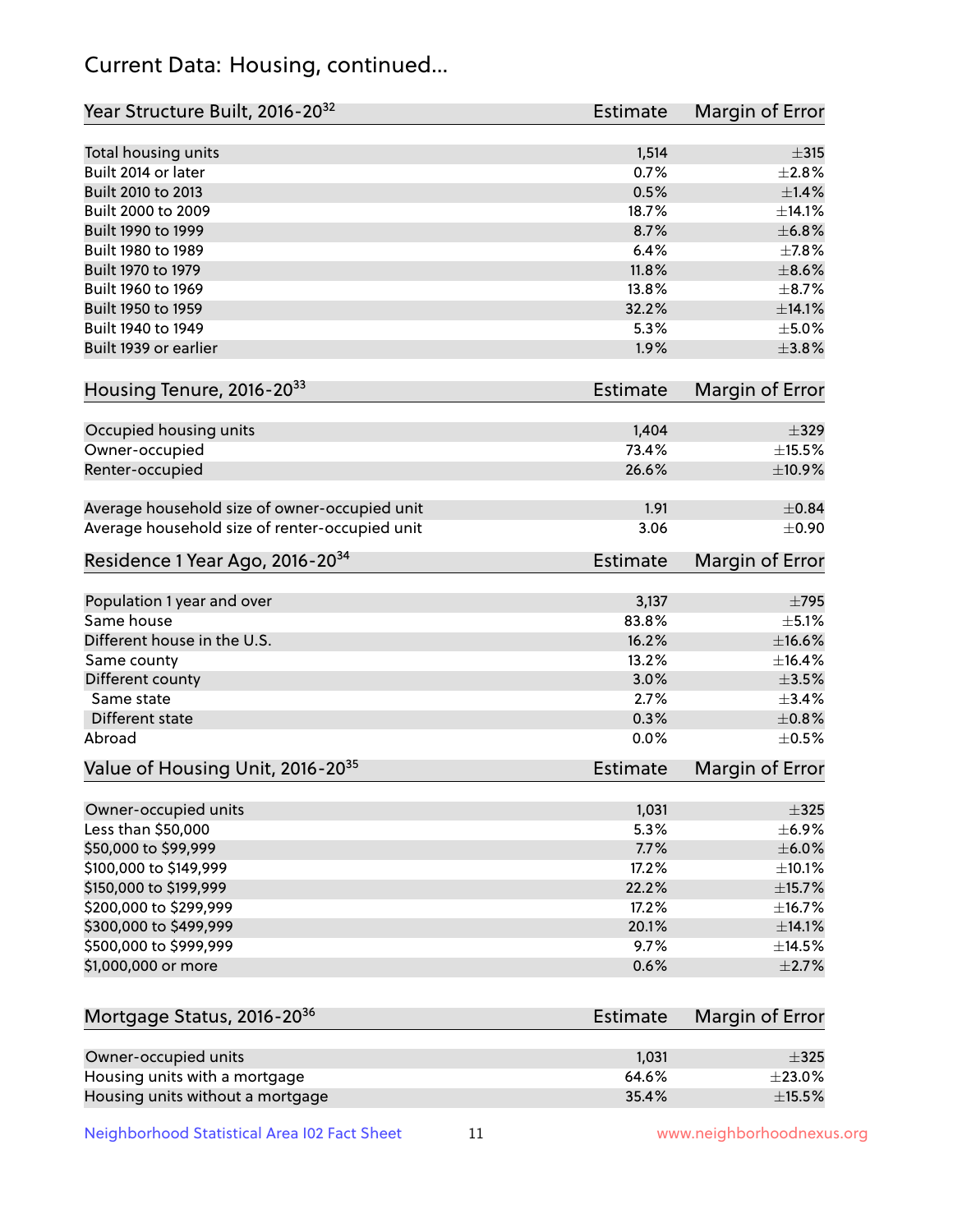# Current Data: Housing, continued...

| Year Structure Built, 2016-20[32] | Estimate | Margin of Error |
|---|---|---|
| Total housing units | 1,514 | ±315 |
| Built 2014 or later | 0.7% | ±2.8% |
| Built 2010 to 2013 | 0.5% | ±1.4% |
| Built 2000 to 2009 | 18.7% | ±14.1% |
| Built 1990 to 1999 | 8.7% | ±6.8% |
| Built 1980 to 1989 | 6.4% | ±7.8% |
| Built 1970 to 1979 | 11.8% | ±8.6% |
| Built 1960 to 1969 | 13.8% | ±8.7% |
| Built 1950 to 1959 | 32.2% | ±14.1% |
| Built 1940 to 1949 | 5.3% | ±5.0% |
| Built 1939 or earlier | 1.9% | ±3.8% |

| Housing Tenure, 2016-20[33] | Estimate | Margin of Error |
|---|---|---|
| Occupied housing units | 1,404 | ±329 |
| Owner-occupied | 73.4% | ±15.5% |
| Renter-occupied | 26.6% | ±10.9% |
| Average household size of owner-occupied unit | 1.91 | ±0.84 |
| Average household size of renter-occupied unit | 3.06 | ±0.90 |

| Residence 1 Year Ago, 2016-20[34] | Estimate | Margin of Error |
|---|---|---|
| Population 1 year and over | 3,137 | ±795 |
| Same house | 83.8% | ±5.1% |
| Different house in the U.S. | 16.2% | ±16.6% |
| Same county | 13.2% | ±16.4% |
| Different county | 3.0% | ±3.5% |
| Same state | 2.7% | ±3.4% |
| Different state | 0.3% | ±0.8% |
| Abroad | 0.0% | ±0.5% |

| Value of Housing Unit, 2016-20[35] | Estimate | Margin of Error |
|---|---|---|
| Owner-occupied units | 1,031 | ±325 |
| Less than $50,000 | 5.3% | ±6.9% |
| $50,000 to $99,999 | 7.7% | ±6.0% |
| $100,000 to $149,999 | 17.2% | ±10.1% |
| $150,000 to $199,999 | 22.2% | ±15.7% |
| $200,000 to $299,999 | 17.2% | ±16.7% |
| $300,000 to $499,999 | 20.1% | ±14.1% |
| $500,000 to $999,999 | 9.7% | ±14.5% |
| $1,000,000 or more | 0.6% | ±2.7% |

| Mortgage Status, 2016-20[36] | Estimate | Margin of Error |
|---|---|---|
| Owner-occupied units | 1,031 | ±325 |
| Housing units with a mortgage | 64.6% | ±23.0% |
| Housing units without a mortgage | 35.4% | ±15.5% |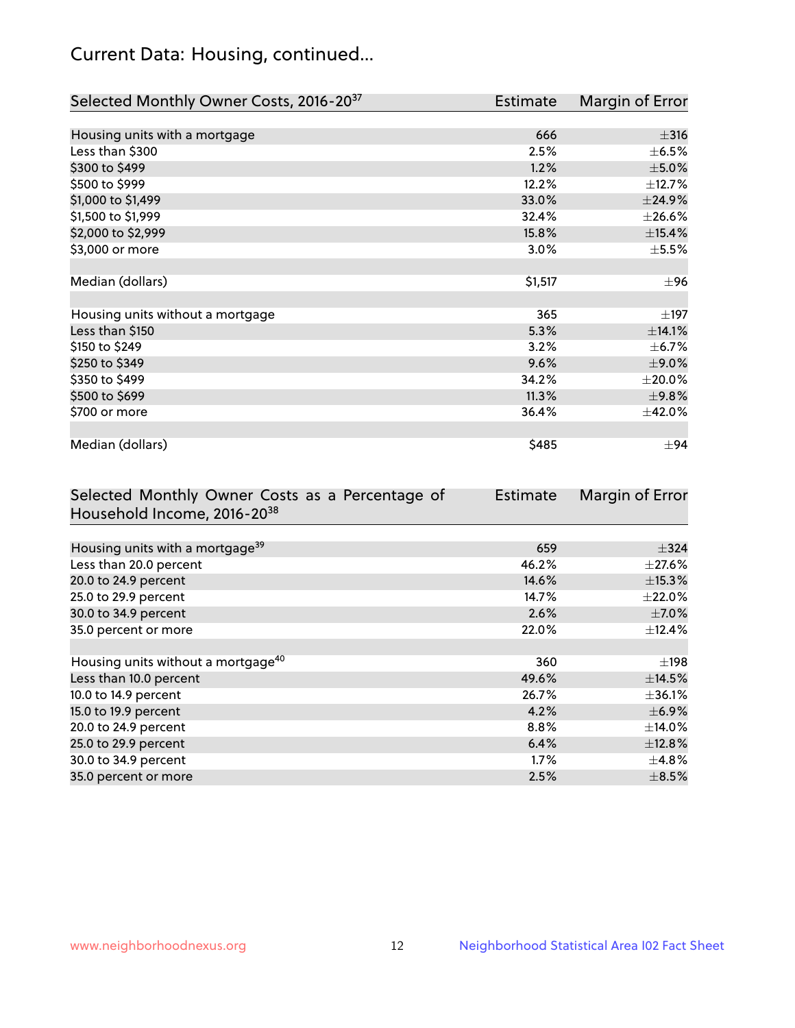# Current Data: Housing, continued...

| Selected Monthly Owner Costs, 2016-20[37] | Estimate | Margin of Error |
|---|---|---|
| Housing units with a mortgage | 666 | ±316 |
| Less than $300 | 2.5% | ±6.5% |
| $300 to $499 | 1.2% | ±5.0% |
| $500 to $999 | 12.2% | ±12.7% |
| $1,000 to $1,499 | 33.0% | ±24.9% |
| $1,500 to $1,999 | 32.4% | ±26.6% |
| $2,000 to $2,999 | 15.8% | ±15.4% |
| $3,000 or more | 3.0% | ±5.5% |
| | | |
| Median (dollars) | $1,517 | ±96 |
| | | |
| Housing units without a mortgage | 365 | ±197 |
| Less than $150 | 5.3% | ±14.1% |
| $150 to $249 | 3.2% | ±6.7% |
| $250 to $349 | 9.6% | ±9.0% |
| $350 to $499 | 34.2% | ±20.0% |
| $500 to $699 | 11.3% | ±9.8% |
| $700 or more | 36.4% | ±42.0% |
| | | |
| Median (dollars) | $485 | ±94 |

| Selected Monthly Owner Costs as a Percentage of Household Income, 2016-20[38] | Estimate | Margin of Error |
|---|---|---|
| Housing units with a mortgage[39] | 659 | ±324 |
| Less than 20.0 percent | 46.2% | ±27.6% |
| 20.0 to 24.9 percent | 14.6% | ±15.3% |
| 25.0 to 29.9 percent | 14.7% | ±22.0% |
| 30.0 to 34.9 percent | 2.6% | ±7.0% |
| 35.0 percent or more | 22.0% | ±12.4% |
| | | |
| Housing units without a mortgage[40] | 360 | ±198 |
| Less than 10.0 percent | 49.6% | ±14.5% |
| 10.0 to 14.9 percent | 26.7% | ±36.1% |
| 15.0 to 19.9 percent | 4.2% | ±6.9% |
| 20.0 to 24.9 percent | 8.8% | ±14.0% |
| 25.0 to 29.9 percent | 6.4% | ±12.8% |
| 30.0 to 34.9 percent | 1.7% | ±4.8% |
| 35.0 percent or more | 2.5% | ±8.5% |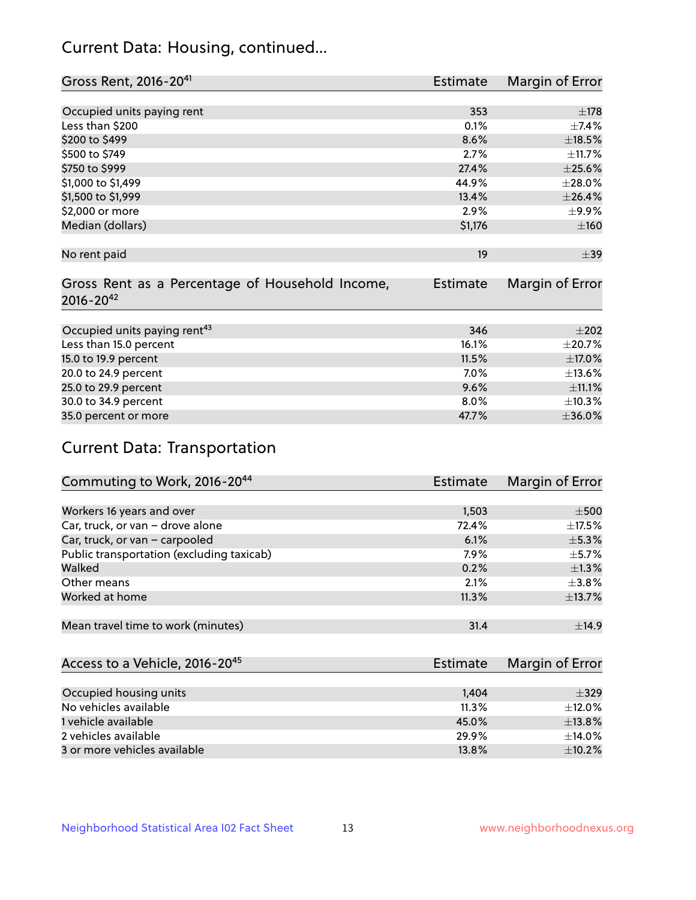## Current Data: Housing, continued...

| Gross Rent, 2016-20[41] | Estimate | Margin of Error |
|---|---|---|
| Occupied units paying rent | 353 | ±178 |
| Less than $200 | 0.1% | ±7.4% |
| $200 to $499 | 8.6% | ±18.5% |
| $500 to $749 | 2.7% | ±11.7% |
| $750 to $999 | 27.4% | ±25.6% |
| $1,000 to $1,499 | 44.9% | ±28.0% |
| $1,500 to $1,999 | 13.4% | ±26.4% |
| $2,000 or more | 2.9% | ±9.9% |
| Median (dollars) | $1,176 | ±160 |
| No rent paid | 19 | ±39 |

| Gross Rent as a Percentage of Household Income, 2016-20[42] | Estimate | Margin of Error |
|---|---|---|
| Occupied units paying rent[43] | 346 | ±202 |
| Less than 15.0 percent | 16.1% | ±20.7% |
| 15.0 to 19.9 percent | 11.5% | ±17.0% |
| 20.0 to 24.9 percent | 7.0% | ±13.6% |
| 25.0 to 29.9 percent | 9.6% | ±11.1% |
| 30.0 to 34.9 percent | 8.0% | ±10.3% |
| 35.0 percent or more | 47.7% | ±36.0% |

## Current Data: Transportation

| Commuting to Work, 2016-20[44] | Estimate | Margin of Error |
|---|---|---|
| Workers 16 years and over | 1,503 | ±500 |
| Car, truck, or van – drove alone | 72.4% | ±17.5% |
| Car, truck, or van – carpooled | 6.1% | ±5.3% |
| Public transportation (excluding taxicab) | 7.9% | ±5.7% |
| Walked | 0.2% | ±1.3% |
| Other means | 2.1% | ±3.8% |
| Worked at home | 11.3% | ±13.7% |
| Mean travel time to work (minutes) | 31.4 | ±14.9 |

| Access to a Vehicle, 2016-20[45] | Estimate | Margin of Error |
|---|---|---|
| Occupied housing units | 1,404 | ±329 |
| No vehicles available | 11.3% | ±12.0% |
| 1 vehicle available | 45.0% | ±13.8% |
| 2 vehicles available | 29.9% | ±14.0% |
| 3 or more vehicles available | 13.8% | ±10.2% |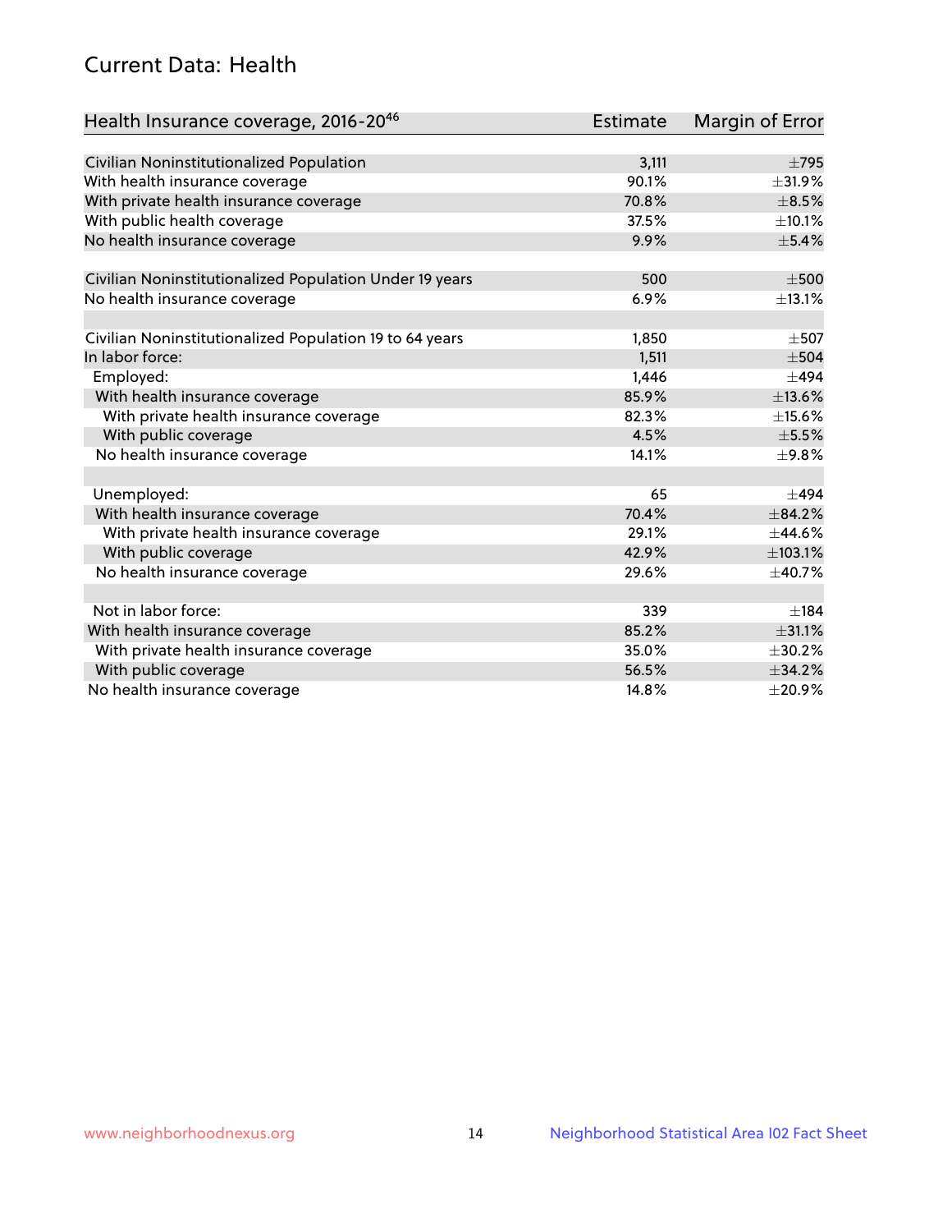## Current Data: Health

| Health Insurance coverage, 2016-20[46] | Estimate | Margin of Error |
|---|---|---|
| Civilian Noninstitutionalized Population | 3,111 | ±795 |
| With health insurance coverage | 90.1% | ±31.9% |
| With private health insurance coverage | 70.8% | ±8.5% |
| With public health coverage | 37.5% | ±10.1% |
| No health insurance coverage | 9.9% | ±5.4% |
| | | |
| Civilian Noninstitutionalized Population Under 19 years | 500 | ±500 |
| No health insurance coverage | 6.9% | ±13.1% |
| | | |
| Civilian Noninstitutionalized Population 19 to 64 years | 1,850 | ±507 |
| In labor force: | 1,511 | ±504 |
| Employed: | 1,446 | ±494 |
| With health insurance coverage | 85.9% | ±13.6% |
| With private health insurance coverage | 82.3% | ±15.6% |
| With public coverage | 4.5% | ±5.5% |
| No health insurance coverage | 14.1% | ±9.8% |
| | | |
| Unemployed: | 65 | ±494 |
| With health insurance coverage | 70.4% | ±84.2% |
| With private health insurance coverage | 29.1% | ±44.6% |
| With public coverage | 42.9% | ±103.1% |
| No health insurance coverage | 29.6% | ±40.7% |
| | | |
| Not in labor force: | 339 | ±184 |
| With health insurance coverage | 85.2% | ±31.1% |
| With private health insurance coverage | 35.0% | ±30.2% |
| With public coverage | 56.5% | ±34.2% |
| No health insurance coverage | 14.8% | ±20.9% |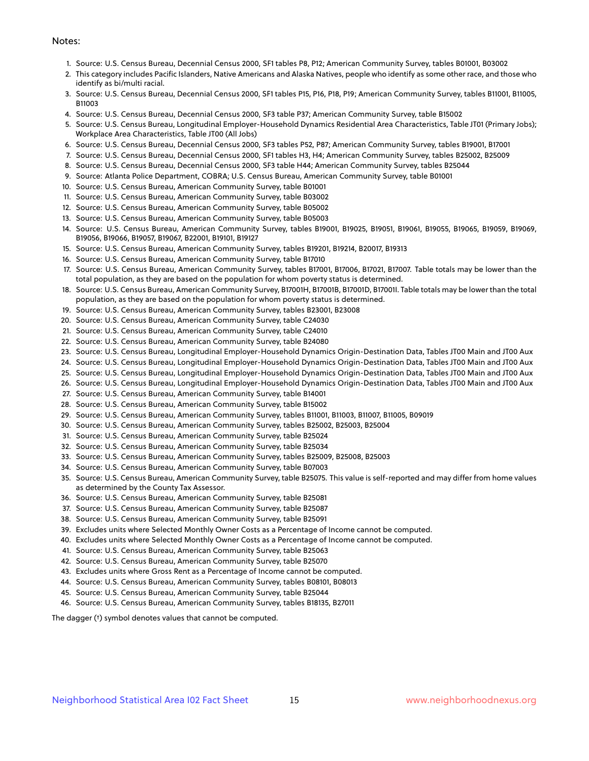Notes:

1. Source: U.S. Census Bureau, Decennial Census 2000, SF1 tables P8, P12; American Community Survey, tables B01001, B03002
2. This category includes Pacific Islanders, Native Americans and Alaska Natives, people who identify as some other race, and those who identify as bi/multi racial.
3. Source: U.S. Census Bureau, Decennial Census 2000, SF1 tables P15, P16, P18, P19; American Community Survey, tables B11001, B11005, B11003
4. Source: U.S. Census Bureau, Decennial Census 2000, SF3 table P37; American Community Survey, table B15002
5. Source: U.S. Census Bureau, Longitudinal Employer-Household Dynamics Residential Area Characteristics, Table JT01 (Primary Jobs); Workplace Area Characteristics, Table JT00 (All Jobs)
6. Source: U.S. Census Bureau, Decennial Census 2000, SF3 tables P52, P87; American Community Survey, tables B19001, B17001
7. Source: U.S. Census Bureau, Decennial Census 2000, SF1 tables H3, H4; American Community Survey, tables B25002, B25009
8. Source: U.S. Census Bureau, Decennial Census 2000, SF3 table H44; American Community Survey, tables B25044
9. Source: Atlanta Police Department, COBRA; U.S. Census Bureau, American Community Survey, table B01001
10. Source: U.S. Census Bureau, American Community Survey, table B01001
11. Source: U.S. Census Bureau, American Community Survey, table B03002
12. Source: U.S. Census Bureau, American Community Survey, table B05002
13. Source: U.S. Census Bureau, American Community Survey, table B05003
14. Source: U.S. Census Bureau, American Community Survey, tables B19001, B19025, B19051, B19061, B19055, B19065, B19059, B19069, B19056, B19066, B19057, B19067, B22001, B19101, B19127
15. Source: U.S. Census Bureau, American Community Survey, tables B19201, B19214, B20017, B19313
16. Source: U.S. Census Bureau, American Community Survey, table B17010
17. Source: U.S. Census Bureau, American Community Survey, tables B17001, B17006, B17021, B17007. Table totals may be lower than the total population, as they are based on the population for whom poverty status is determined.
18. Source: U.S. Census Bureau, American Community Survey, B17001H, B17001B, B17001D, B17001I. Table totals may be lower than the total population, as they are based on the population for whom poverty status is determined.
19. Source: U.S. Census Bureau, American Community Survey, tables B23001, B23008
20. Source: U.S. Census Bureau, American Community Survey, table C24030
21. Source: U.S. Census Bureau, American Community Survey, table C24010
22. Source: U.S. Census Bureau, American Community Survey, table B24080
23. Source: U.S. Census Bureau, Longitudinal Employer-Household Dynamics Origin-Destination Data, Tables JT00 Main and JT00 Aux
24. Source: U.S. Census Bureau, Longitudinal Employer-Household Dynamics Origin-Destination Data, Tables JT00 Main and JT00 Aux
25. Source: U.S. Census Bureau, Longitudinal Employer-Household Dynamics Origin-Destination Data, Tables JT00 Main and JT00 Aux
26. Source: U.S. Census Bureau, Longitudinal Employer-Household Dynamics Origin-Destination Data, Tables JT00 Main and JT00 Aux
27. Source: U.S. Census Bureau, American Community Survey, table B14001
28. Source: U.S. Census Bureau, American Community Survey, table B15002
29. Source: U.S. Census Bureau, American Community Survey, tables B11001, B11003, B11007, B11005, B09019
30. Source: U.S. Census Bureau, American Community Survey, tables B25002, B25003, B25004
31. Source: U.S. Census Bureau, American Community Survey, table B25024
32. Source: U.S. Census Bureau, American Community Survey, table B25034
33. Source: U.S. Census Bureau, American Community Survey, tables B25009, B25008, B25003
34. Source: U.S. Census Bureau, American Community Survey, table B07003
35. Source: U.S. Census Bureau, American Community Survey, table B25075. This value is self-reported and may differ from home values as determined by the County Tax Assessor.
36. Source: U.S. Census Bureau, American Community Survey, table B25081
37. Source: U.S. Census Bureau, American Community Survey, table B25087
38. Source: U.S. Census Bureau, American Community Survey, table B25091
39. Excludes units where Selected Monthly Owner Costs as a Percentage of Income cannot be computed.
40. Excludes units where Selected Monthly Owner Costs as a Percentage of Income cannot be computed.
41. Source: U.S. Census Bureau, American Community Survey, table B25063
42. Source: U.S. Census Bureau, American Community Survey, table B25070
43. Excludes units where Gross Rent as a Percentage of Income cannot be computed.
44. Source: U.S. Census Bureau, American Community Survey, tables B08101, B08013
45. Source: U.S. Census Bureau, American Community Survey, table B25044
46. Source: U.S. Census Bureau, American Community Survey, tables B18135, B27011

The dagger (†) symbol denotes values that cannot be computed.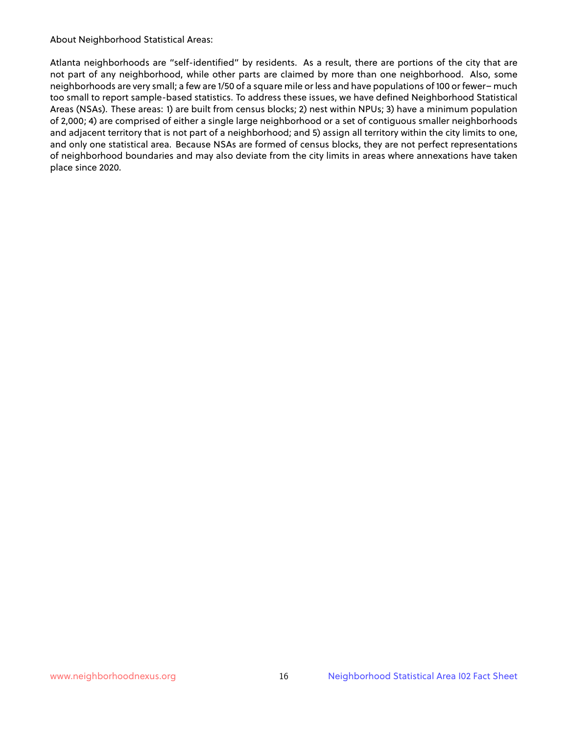About Neighborhood Statistical Areas:

Atlanta neighborhoods are "self-identified" by residents. As a result, there are portions of the city that are not part of any neighborhood, while other parts are claimed by more than one neighborhood. Also, some neighborhoods are very small; a few are 1/50 of a square mile or less and have populations of 100 or fewer– much too small to report sample-based statistics. To address these issues, we have defined Neighborhood Statistical Areas (NSAs). These areas: 1) are built from census blocks; 2) nest within NPUs; 3) have a minimum population of 2,000; 4) are comprised of either a single large neighborhood or a set of contiguous smaller neighborhoods and adjacent territory that is not part of a neighborhood; and 5) assign all territory within the city limits to one, and only one statistical area. Because NSAs are formed of census blocks, they are not perfect representations of neighborhood boundaries and may also deviate from the city limits in areas where annexations have taken place since 2020.